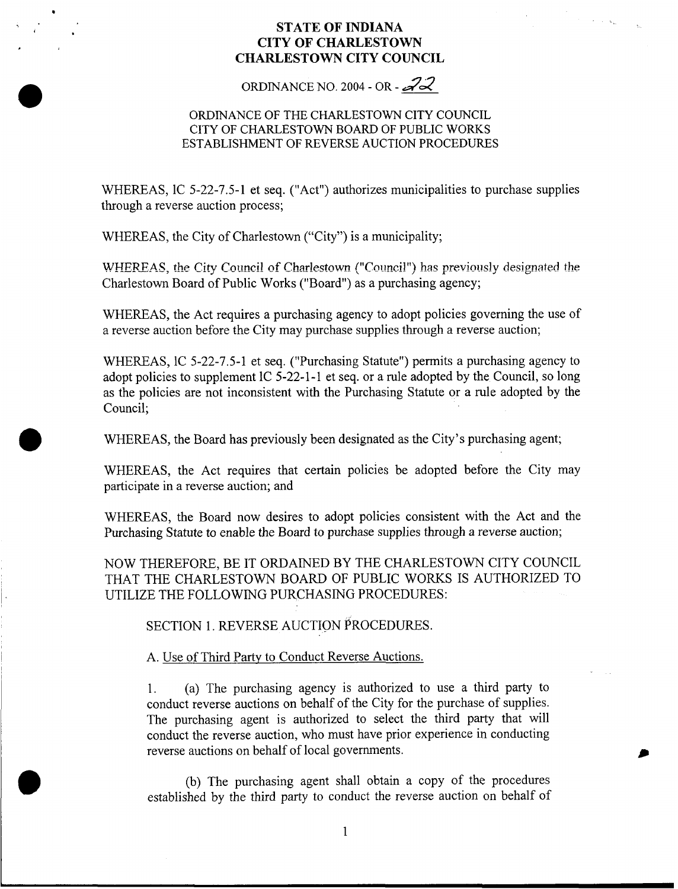**STATE OF INDIANA**
**CITY OF CHARLESTOWN**
**CHARLESTOWN CITY COUNCIL**

ORDINANCE NO. 2004 - OR - 22

ORDINANCE OF THE CHARLESTOWN CITY COUNCIL
CITY OF CHARLESTOWN BOARD OF PUBLIC WORKS
ESTABLISHMENT OF REVERSE AUCTION PROCEDURES

WHEREAS, IC 5-22-7.5-1 et seq. ("Act") authorizes municipalities to purchase supplies through a reverse auction process;

WHEREAS, the City of Charlestown ("City") is a municipality;

WHEREAS, the City Council of Charlestown ("Council") has previously designated the Charlestown Board of Public Works ("Board") as a purchasing agency;

WHEREAS, the Act requires a purchasing agency to adopt policies governing the use of a reverse auction before the City may purchase supplies through a reverse auction;

WHEREAS, IC 5-22-7.5-1 et seq. ("Purchasing Statute") permits a purchasing agency to adopt policies to supplement IC 5-22-1-1 et seq. or a rule adopted by the Council, so long as the policies are not inconsistent with the Purchasing Statute or a rule adopted by the Council;

WHEREAS, the Board has previously been designated as the City's purchasing agent;

WHEREAS, the Act requires that certain policies be adopted before the City may participate in a reverse auction; and

WHEREAS, the Board now desires to adopt policies consistent with the Act and the Purchasing Statute to enable the Board to purchase supplies through a reverse auction;

NOW THEREFORE, BE IT ORDAINED BY THE CHARLESTOWN CITY COUNCIL THAT THE CHARLESTOWN BOARD OF PUBLIC WORKS IS AUTHORIZED TO UTILIZE THE FOLLOWING PURCHASING PROCEDURES:

SECTION 1. REVERSE AUCTION PROCEDURES.

A. Use of Third Party to Conduct Reverse Auctions.

1. (a) The purchasing agency is authorized to use a third party to conduct reverse auctions on behalf of the City for the purchase of supplies. The purchasing agent is authorized to select the third party that will conduct the reverse auction, who must have prior experience in conducting reverse auctions on behalf of local governments.

(b) The purchasing agent shall obtain a copy of the procedures established by the third party to conduct the reverse auction on behalf of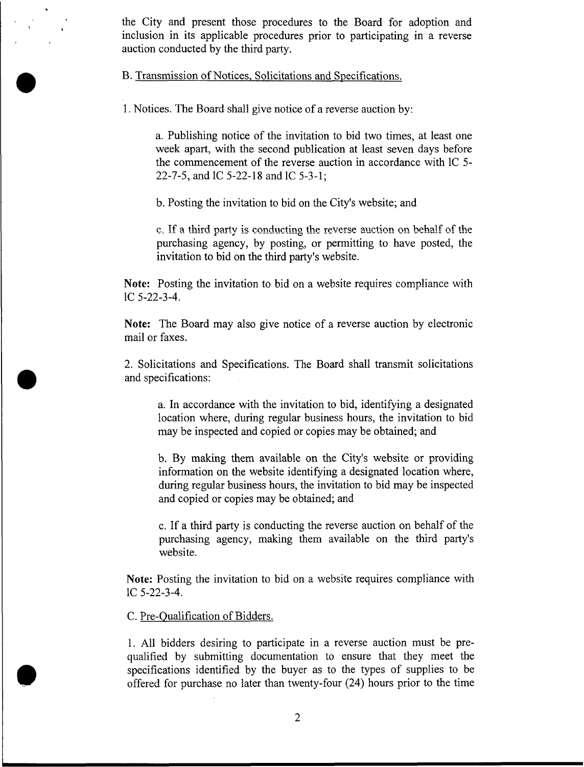the City and present those procedures to the Board for adoption and inclusion in its applicable procedures prior to participating in a reverse auction conducted by the third party.

B. Transmission of Notices, Solicitations and Specifications.

1. Notices. The Board shall give notice of a reverse auction by:

a. Publishing notice of the invitation to bid two times, at least one week apart, with the second publication at least seven days before the commencement of the reverse auction in accordance with IC 5-22-7-5, and IC 5-22-18 and IC 5-3-1;

b. Posting the invitation to bid on the City's website; and

c. If a third party is conducting the reverse auction on behalf of the purchasing agency, by posting, or permitting to have posted, the invitation to bid on the third party's website.

**Note:** Posting the invitation to bid on a website requires compliance with IC 5-22-3-4.

**Note:** The Board may also give notice of a reverse auction by electronic mail or faxes.

2. Solicitations and Specifications. The Board shall transmit solicitations and specifications:

a. In accordance with the invitation to bid, identifying a designated location where, during regular business hours, the invitation to bid may be inspected and copied or copies may be obtained; and

b. By making them available on the City's website or providing information on the website identifying a designated location where, during regular business hours, the invitation to bid may be inspected and copied or copies may be obtained; and

c. If a third party is conducting the reverse auction on behalf of the purchasing agency, making them available on the third party's website.

**Note:** Posting the invitation to bid on a website requires compliance with IC 5-22-3-4.

C. Pre-Qualification of Bidders.

1. All bidders desiring to participate in a reverse auction must be pre-qualified by submitting documentation to ensure that they meet the specifications identified by the buyer as to the types of supplies to be offered for purchase no later than twenty-four (24) hours prior to the time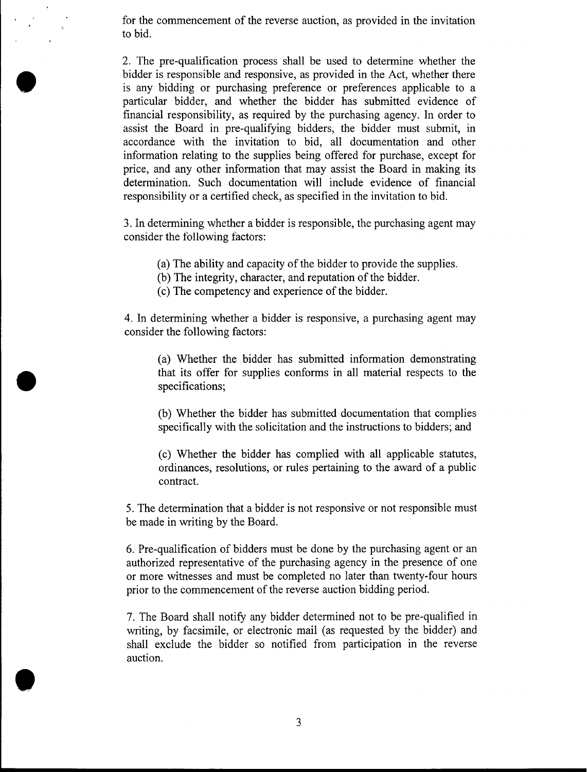for the commencement of the reverse auction, as provided in the invitation to bid.

2. The pre-qualification process shall be used to determine whether the bidder is responsible and responsive, as provided in the Act, whether there is any bidding or purchasing preference or preferences applicable to a particular bidder, and whether the bidder has submitted evidence of financial responsibility, as required by the purchasing agency. In order to assist the Board in pre-qualifying bidders, the bidder must submit, in accordance with the invitation to bid, all documentation and other information relating to the supplies being offered for purchase, except for price, and any other information that may assist the Board in making its determination. Such documentation will include evidence of financial responsibility or a certified check, as specified in the invitation to bid.

3. In determining whether a bidder is responsible, the purchasing agent may consider the following factors:

> (a) The ability and capacity of the bidder to provide the supplies.
> (b) The integrity, character, and reputation of the bidder.
> (c) The competency and experience of the bidder.

4. In determining whether a bidder is responsive, a purchasing agent may consider the following factors:

> (a) Whether the bidder has submitted information demonstrating that its offer for supplies conforms in all material respects to the specifications;
>
> (b) Whether the bidder has submitted documentation that complies specifically with the solicitation and the instructions to bidders; and
>
> (c) Whether the bidder has complied with all applicable statutes, ordinances, resolutions, or rules pertaining to the award of a public contract.

5. The determination that a bidder is not responsive or not responsible must be made in writing by the Board.

6. Pre-qualification of bidders must be done by the purchasing agent or an authorized representative of the purchasing agency in the presence of one or more witnesses and must be completed no later than twenty-four hours prior to the commencement of the reverse auction bidding period.

7. The Board shall notify any bidder determined not to be pre-qualified in writing, by facsimile, or electronic mail (as requested by the bidder) and shall exclude the bidder so notified from participation in the reverse auction.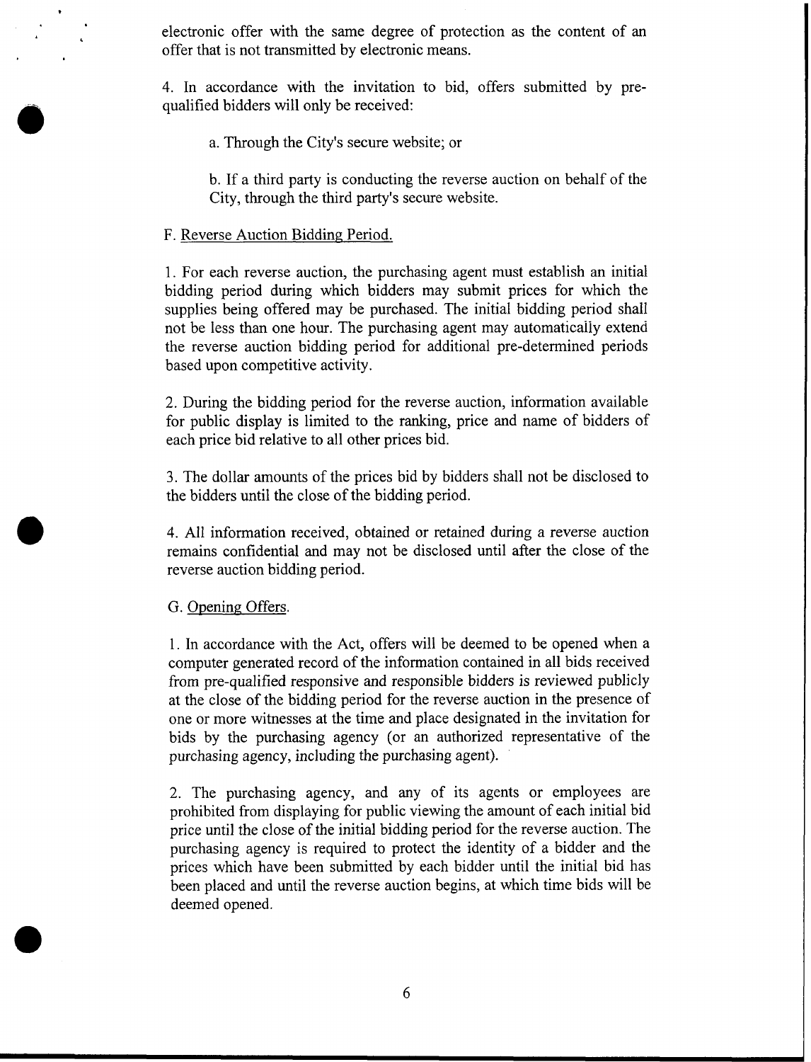electronic offer with the same degree of protection as the content of an offer that is not transmitted by electronic means.

4. In accordance with the invitation to bid, offers submitted by pre-qualified bidders will only be received:

a. Through the City's secure website; or

b. If a third party is conducting the reverse auction on behalf of the City, through the third party's secure website.

F. Reverse Auction Bidding Period.

1. For each reverse auction, the purchasing agent must establish an initial bidding period during which bidders may submit prices for which the supplies being offered may be purchased. The initial bidding period shall not be less than one hour. The purchasing agent may automatically extend the reverse auction bidding period for additional pre-determined periods based upon competitive activity.

2. During the bidding period for the reverse auction, information available for public display is limited to the ranking, price and name of bidders of each price bid relative to all other prices bid.

3. The dollar amounts of the prices bid by bidders shall not be disclosed to the bidders until the close of the bidding period.

4. All information received, obtained or retained during a reverse auction remains confidential and may not be disclosed until after the close of the reverse auction bidding period.

G. Opening Offers.

1. In accordance with the Act, offers will be deemed to be opened when a computer generated record of the information contained in all bids received from pre-qualified responsive and responsible bidders is reviewed publicly at the close of the bidding period for the reverse auction in the presence of one or more witnesses at the time and place designated in the invitation for bids by the purchasing agency (or an authorized representative of the purchasing agency, including the purchasing agent).

2. The purchasing agency, and any of its agents or employees are prohibited from displaying for public viewing the amount of each initial bid price until the close of the initial bidding period for the reverse auction. The purchasing agency is required to protect the identity of a bidder and the prices which have been submitted by each bidder until the initial bid has been placed and until the reverse auction begins, at which time bids will be deemed opened.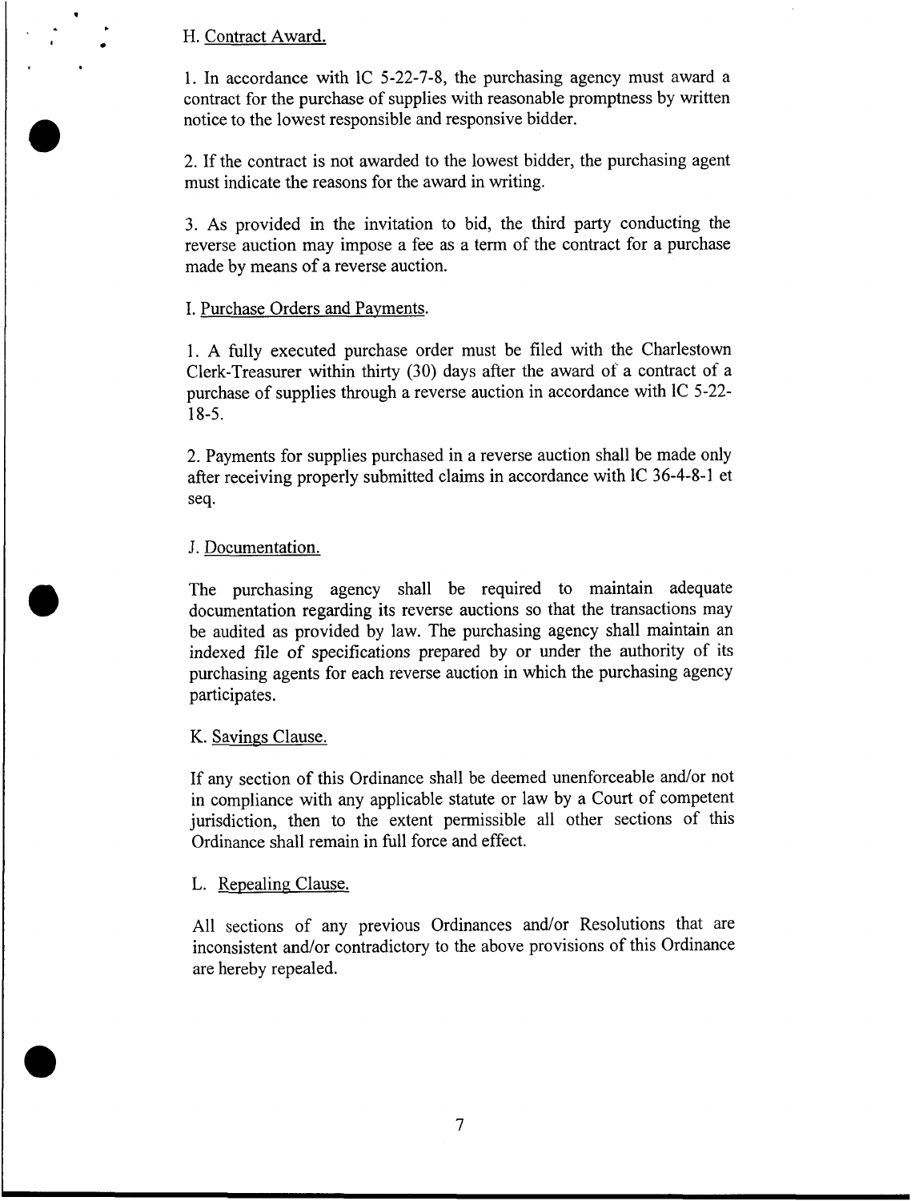H. Contract Award.

1. In accordance with IC 5-22-7-8, the purchasing agency must award a contract for the purchase of supplies with reasonable promptness by written notice to the lowest responsible and responsive bidder.

2. If the contract is not awarded to the lowest bidder, the purchasing agent must indicate the reasons for the award in writing.

3. As provided in the invitation to bid, the third party conducting the reverse auction may impose a fee as a term of the contract for a purchase made by means of a reverse auction.

I. Purchase Orders and Payments.

1. A fully executed purchase order must be filed with the Charlestown Clerk-Treasurer within thirty (30) days after the award of a contract of a purchase of supplies through a reverse auction in accordance with IC 5-22-18-5.

2. Payments for supplies purchased in a reverse auction shall be made only after receiving properly submitted claims in accordance with IC 36-4-8-1 et seq.

J. Documentation.

The purchasing agency shall be required to maintain adequate documentation regarding its reverse auctions so that the transactions may be audited as provided by law. The purchasing agency shall maintain an indexed file of specifications prepared by or under the authority of its purchasing agents for each reverse auction in which the purchasing agency participates.

K. Savings Clause.

If any section of this Ordinance shall be deemed unenforceable and/or not in compliance with any applicable statute or law by a Court of competent jurisdiction, then to the extent permissible all other sections of this Ordinance shall remain in full force and effect.

L. Repealing Clause.

All sections of any previous Ordinances and/or Resolutions that are inconsistent and/or contradictory to the above provisions of this Ordinance are hereby repealed.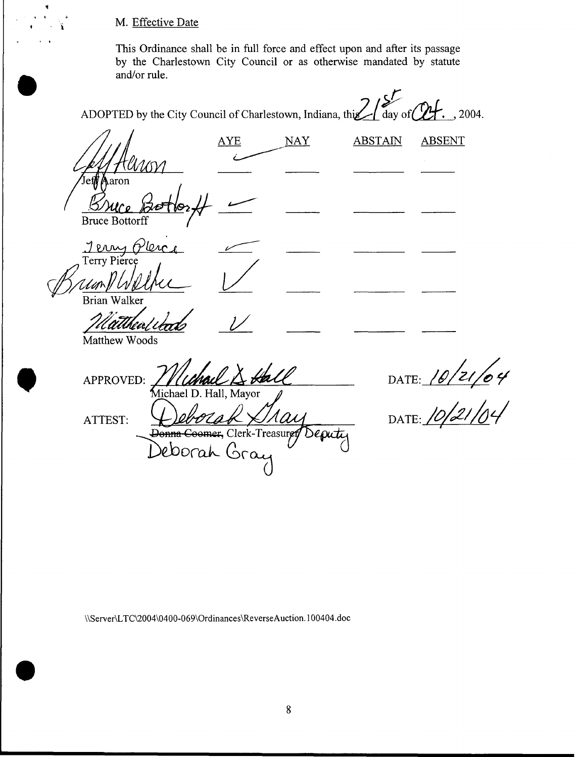M. Effective Date

This Ordinance shall be in full force and effect upon and after its passage by the Charlestown City Council or as otherwise mandated by statute and/or rule.

ADOPTED by the City Council of Charlestown, Indiana, this 21st day of Oct., 2004.

| | AYE | NAY | ABSTAIN | ABSENT |
|---|---|---|---|---|
| Jeff Aaron | ✓ | | | |
| Bruce Bottorff | ✓ | | | |
| Terry Pierce | ✓ | | | |
| Brian Walker | ✓ | | | |
| Matthew Woods | ✓ | | | |

APPROVED: Michael D. Hall, Mayor DATE: 10/21/04

ATTEST: ~~Donna Coomer,~~ Clerk-Treasurer Deputy Deborah Gray DATE: 10/21/04

\\Server\LTC\2004\0400-069\Ordinances\ReverseAuction.100404.doc